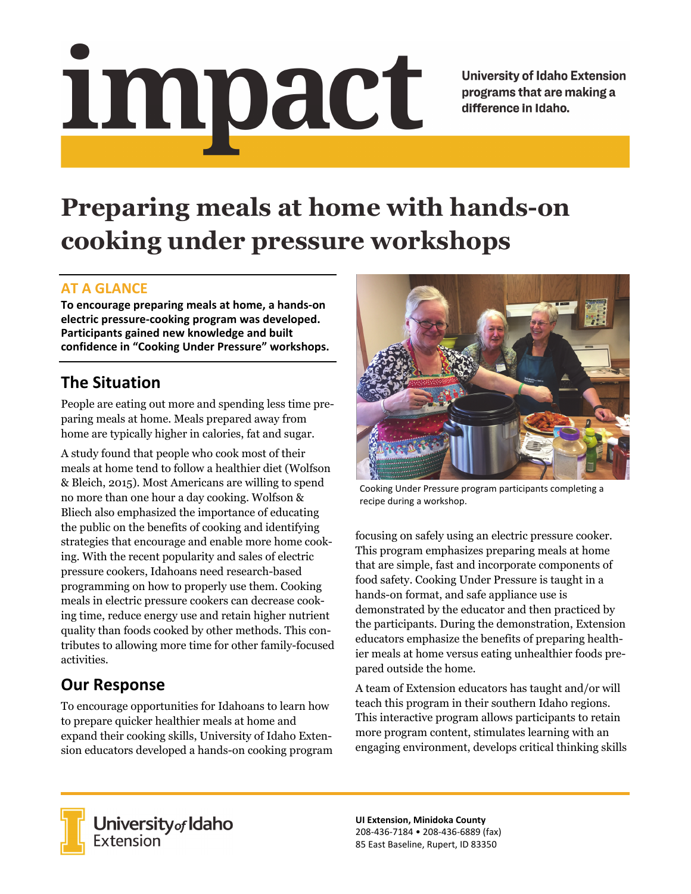# impact

University of Idaho Extension programs that are making a difference in Idaho.

# Preparing meals at home with hands-on cooking under pressure workshops

## AT A GLANCE

**To encourage preparing meals at home, a hands-on electric pressure-cooking program was developed. Participants gained new knowledge and built confidence in "Cooking Under Pressure" workshops.**

## The Situation

People are eating out more and spending less time preparing meals at home. Meals prepared away from home are typically higher in calories, fat and sugar.

A study found that people who cook most of their meals at home tend to follow a healthier diet (Wolfson & Bleich, 2015). Most Americans are willing to spend no more than one hour a day cooking. Wolfson & Bliech also emphasized the importance of educating the public on the benefits of cooking and identifying strategies that encourage and enable more home cooking. With the recent popularity and sales of electric pressure cookers, Idahoans need research-based programming on how to properly use them. Cooking meals in electric pressure cookers can decrease cooking time, reduce energy use and retain higher nutrient quality than foods cooked by other methods. This contributes to allowing more time for other family-focused activities.

## Our Response

To encourage opportunities for Idahoans to learn how to prepare quicker healthier meals at home and expand their cooking skills, University of Idaho Extension educators developed a hands-on cooking program focusing on safely using an electric pressure cooker. This program emphasizes preparing meals at home that are simple, fast and incorporate components of food safety. Cooking Under Pressure is taught in a hands-on format, and safe appliance use is demonstrated by the educator and then practiced by the participants. During the demonstration, Extension educators emphasize the benefits of preparing healthier meals at home versus eating unhealthier foods prepared outside the home.

Cooking Under Pressure program participants completing a recipe during a workshop.

A team of Extension educators has taught and/or will teach this program in their southern Idaho regions. This interactive program allows participants to retain more program content, stimulates learning with an engaging environment, develops critical thinking skills

University of Idaho Extension

**UI Extension, Minidoka County**
208-436-7184 • 208-436-6889 (fax)
85 East Baseline, Rupert, ID 83350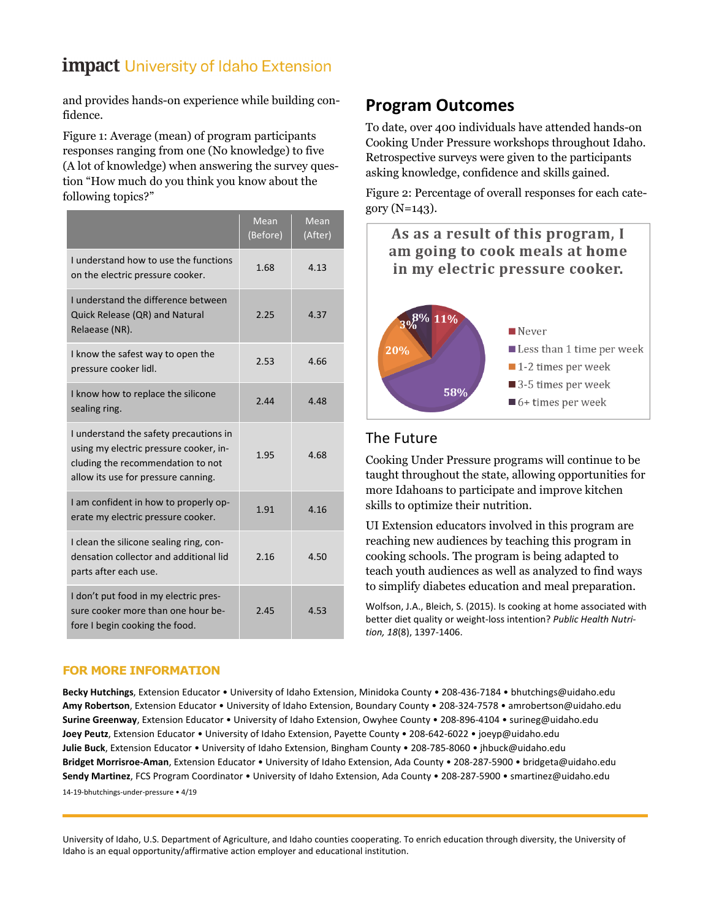and provides hands-on experience while building confidence.

Figure 1: Average (mean) of program participants responses ranging from one (No knowledge) to five (A lot of knowledge) when answering the survey question "How much do you think you know about the following topics?"

| | Mean (Before) | Mean (After) |
|---|---|---|
| I understand how to use the functions on the electric pressure cooker. | 1.68 | 4.13 |
| I understand the difference between Quick Release (QR) and Natural Relaease (NR). | 2.25 | 4.37 |
| I know the safest way to open the pressure cooker lidl. | 2.53 | 4.66 |
| I know how to replace the silicone sealing ring. | 2.44 | 4.48 |
| I understand the safety precautions in using my electric pressure cooker, including the recommendation to not allow its use for pressure canning. | 1.95 | 4.68 |
| I am confident in how to properly operate my electric pressure cooker. | 1.91 | 4.16 |
| I clean the silicone sealing ring, condensation collector and additional lid parts after each use. | 2.16 | 4.50 |
| I don't put food in my electric pressure cooker more than one hour before I begin cooking the food. | 2.45 | 4.53 |

## Program Outcomes

To date, over 400 individuals have attended hands-on Cooking Under Pressure workshops throughout Idaho. Retrospective surveys were given to the participants asking knowledge, confidence and skills gained.

Figure 2: Percentage of overall responses for each category (N=143).

As as a result of this program, I am going to cook meals at home in my electric pressure cooker.

11%
58%
20%
3%
8%

Never
Less than 1 time per week
1-2 times per week
3-5 times per week
6+ times per week

## The Future

Cooking Under Pressure programs will continue to be taught throughout the state, allowing opportunities for more Idahoans to participate and improve kitchen skills to optimize their nutrition.

UI Extension educators involved in this program are reaching new audiences by teaching this program in cooking schools. The program is being adapted to teach youth audiences as well as analyzed to find ways to simplify diabetes education and meal preparation.

Wolfson, J.A., Bleich, S. (2015). Is cooking at home associated with better diet quality or weight-loss intention? *Public Health Nutrition, 18*(8), 1397-1406.

## FOR MORE INFORMATION

**Becky Hutchings**, Extension Educator • University of Idaho Extension, Minidoka County • 208-436-7184 • bhutchings@uidaho.edu
**Amy Robertson**, Extension Educator • University of Idaho Extension, Boundary County • 208-324-7578 • amrobertson@uidaho.edu
**Surine Greenway**, Extension Educator • University of Idaho Extension, Owyhee County • 208-896-4104 • surineg@uidaho.edu
**Joey Peutz**, Extension Educator • University of Idaho Extension, Payette County • 208-642-6022 • joeyp@uidaho.edu
**Julie Buck**, Extension Educator • University of Idaho Extension, Bingham County • 208-785-8060 • jhbuck@uidaho.edu
**Bridget Morrisroe-Aman**, Extension Educator • University of Idaho Extension, Ada County • 208-287-5900 • bridgeta@uidaho.edu
**Sendy Martinez**, FCS Program Coordinator • University of Idaho Extension, Ada County • 208-287-5900 • smartinez@uidaho.edu

14-19-bhutchings-under-pressure • 4/19

University of Idaho, U.S. Department of Agriculture, and Idaho counties cooperating. To enrich education through diversity, the University of Idaho is an equal opportunity/affirmative action employer and educational institution.